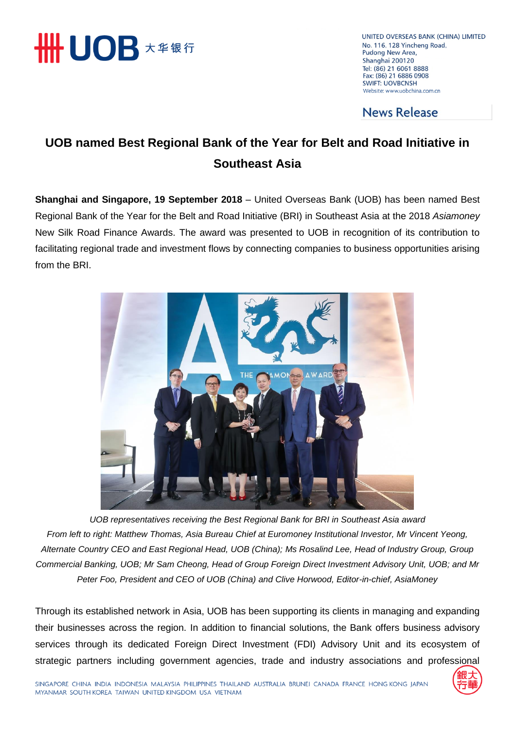UNITED OVERSEAS BANK (CHINA) LIMITED
No. 116, 128 Yincheng Road,
Pudong New Area,
Shanghai 200120
Tel: (86) 21 6061 8888
Fax: (86) 21 6886 0908
SWIFT: UOVBCNSH
Website: www.uobchina.com.cn

News Release

# UOB named Best Regional Bank of the Year for Belt and Road Initiative in Southeast Asia

**Shanghai and Singapore, 19 September 2018** – United Overseas Bank (UOB) has been named Best Regional Bank of the Year for the Belt and Road Initiative (BRI) in Southeast Asia at the 2018 *Asiamoney* New Silk Road Finance Awards. The award was presented to UOB in recognition of its contribution to facilitating regional trade and investment flows by connecting companies to business opportunities arising from the BRI.

*UOB representatives receiving the Best Regional Bank for BRI in Southeast Asia award*
*From left to right: Matthew Thomas, Asia Bureau Chief at Euromoney Institutional Investor, Mr Vincent Yeong, Alternate Country CEO and East Regional Head, UOB (China); Ms Rosalind Lee, Head of Industry Group, Group Commercial Banking, UOB; Mr Sam Cheong, Head of Group Foreign Direct Investment Advisory Unit, UOB; and Mr Peter Foo, President and CEO of UOB (China) and Clive Horwood, Editor-in-chief, AsiaMoney*

Through its established network in Asia, UOB has been supporting its clients in managing and expanding their businesses across the region. In addition to financial solutions, the Bank offers business advisory services through its dedicated Foreign Direct Investment (FDI) Advisory Unit and its ecosystem of strategic partners including government agencies, trade and industry associations and professional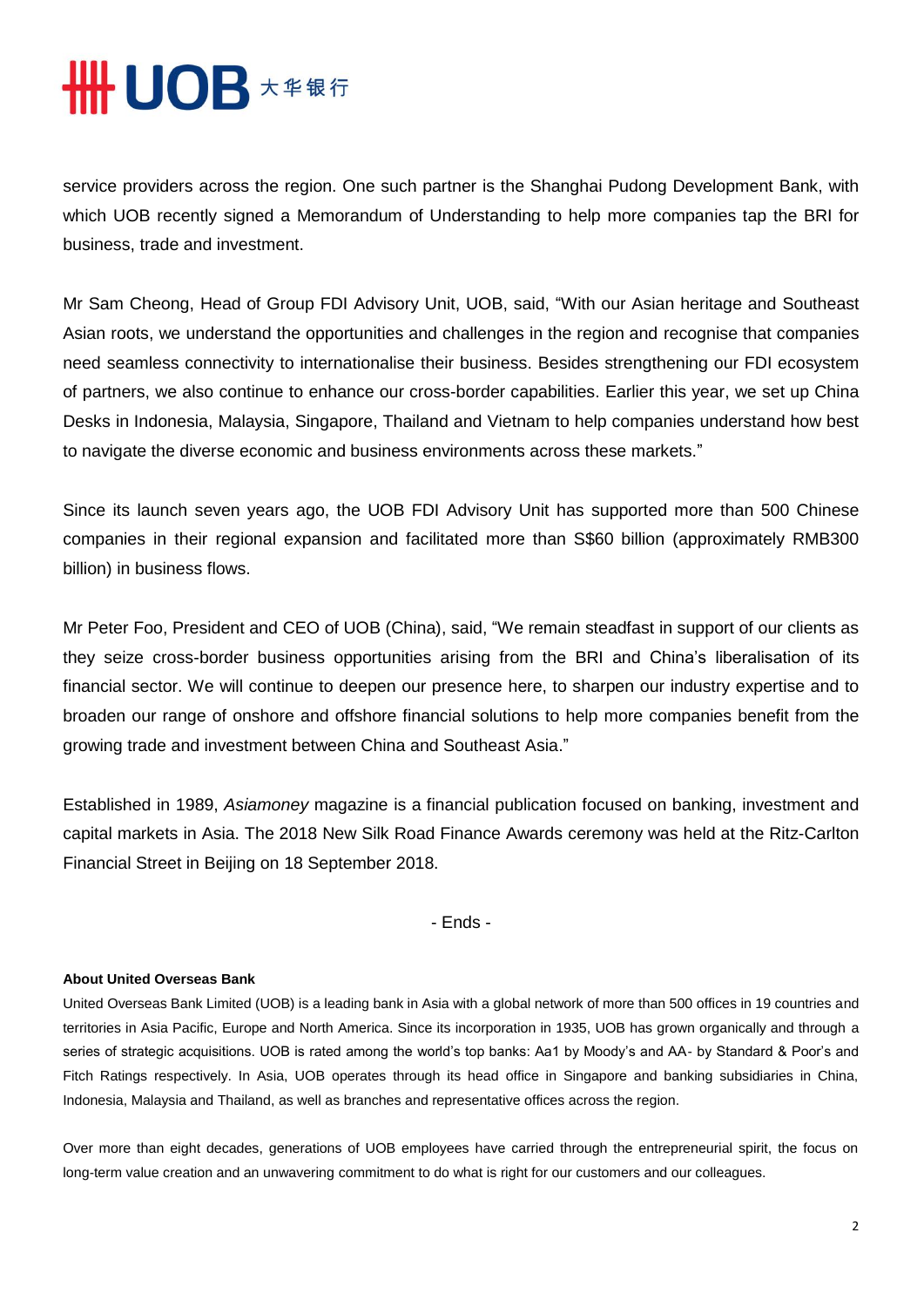service providers across the region. One such partner is the Shanghai Pudong Development Bank, with which UOB recently signed a Memorandum of Understanding to help more companies tap the BRI for business, trade and investment.

Mr Sam Cheong, Head of Group FDI Advisory Unit, UOB, said, "With our Asian heritage and Southeast Asian roots, we understand the opportunities and challenges in the region and recognise that companies need seamless connectivity to internationalise their business. Besides strengthening our FDI ecosystem of partners, we also continue to enhance our cross-border capabilities. Earlier this year, we set up China Desks in Indonesia, Malaysia, Singapore, Thailand and Vietnam to help companies understand how best to navigate the diverse economic and business environments across these markets."

Since its launch seven years ago, the UOB FDI Advisory Unit has supported more than 500 Chinese companies in their regional expansion and facilitated more than S$60 billion (approximately RMB300 billion) in business flows.

Mr Peter Foo, President and CEO of UOB (China), said, "We remain steadfast in support of our clients as they seize cross-border business opportunities arising from the BRI and China's liberalisation of its financial sector. We will continue to deepen our presence here, to sharpen our industry expertise and to broaden our range of onshore and offshore financial solutions to help more companies benefit from the growing trade and investment between China and Southeast Asia."

Established in 1989, *Asiamoney* magazine is a financial publication focused on banking, investment and capital markets in Asia. The 2018 New Silk Road Finance Awards ceremony was held at the Ritz-Carlton Financial Street in Beijing on 18 September 2018.

- Ends -

**About United Overseas Bank**

United Overseas Bank Limited (UOB) is a leading bank in Asia with a global network of more than 500 offices in 19 countries and territories in Asia Pacific, Europe and North America. Since its incorporation in 1935, UOB has grown organically and through a series of strategic acquisitions. UOB is rated among the world's top banks: Aa1 by Moody's and AA- by Standard & Poor's and Fitch Ratings respectively. In Asia, UOB operates through its head office in Singapore and banking subsidiaries in China, Indonesia, Malaysia and Thailand, as well as branches and representative offices across the region.

Over more than eight decades, generations of UOB employees have carried through the entrepreneurial spirit, the focus on long-term value creation and an unwavering commitment to do what is right for our customers and our colleagues.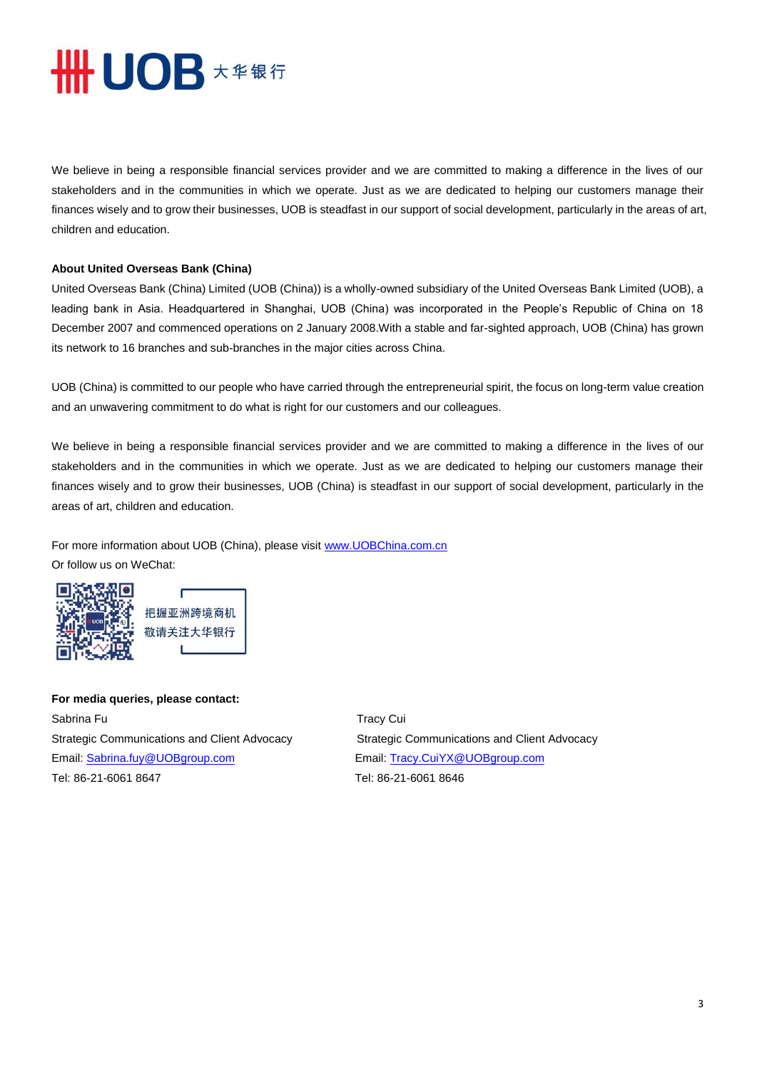We believe in being a responsible financial services provider and we are committed to making a difference in the lives of our stakeholders and in the communities in which we operate. Just as we are dedicated to helping our customers manage their finances wisely and to grow their businesses, UOB is steadfast in our support of social development, particularly in the areas of art, children and education.

**About United Overseas Bank (China)**

United Overseas Bank (China) Limited (UOB (China)) is a wholly-owned subsidiary of the United Overseas Bank Limited (UOB), a leading bank in Asia. Headquartered in Shanghai, UOB (China) was incorporated in the People's Republic of China on 18 December 2007 and commenced operations on 2 January 2008.With a stable and far-sighted approach, UOB (China) has grown its network to 16 branches and sub-branches in the major cities across China.

UOB (China) is committed to our people who have carried through the entrepreneurial spirit, the focus on long-term value creation and an unwavering commitment to do what is right for our customers and our colleagues.

We believe in being a responsible financial services provider and we are committed to making a difference in the lives of our stakeholders and in the communities in which we operate. Just as we are dedicated to helping our customers manage their finances wisely and to grow their businesses, UOB (China) is steadfast in our support of social development, particularly in the areas of art, children and education.

For more information about UOB (China), please visit www.UOBChina.com.cn
Or follow us on WeChat:

把握亚洲跨境商机
敬请关注大华银行

**For media queries, please contact:**

Sabrina Fu
Strategic Communications and Client Advocacy
Email: Sabrina.fuy@UOBgroup.com
Tel: 86-21-6061 8647

Tracy Cui
Strategic Communications and Client Advocacy
Email: Tracy.CuiYX@UOBgroup.com
Tel: 86-21-6061 8646